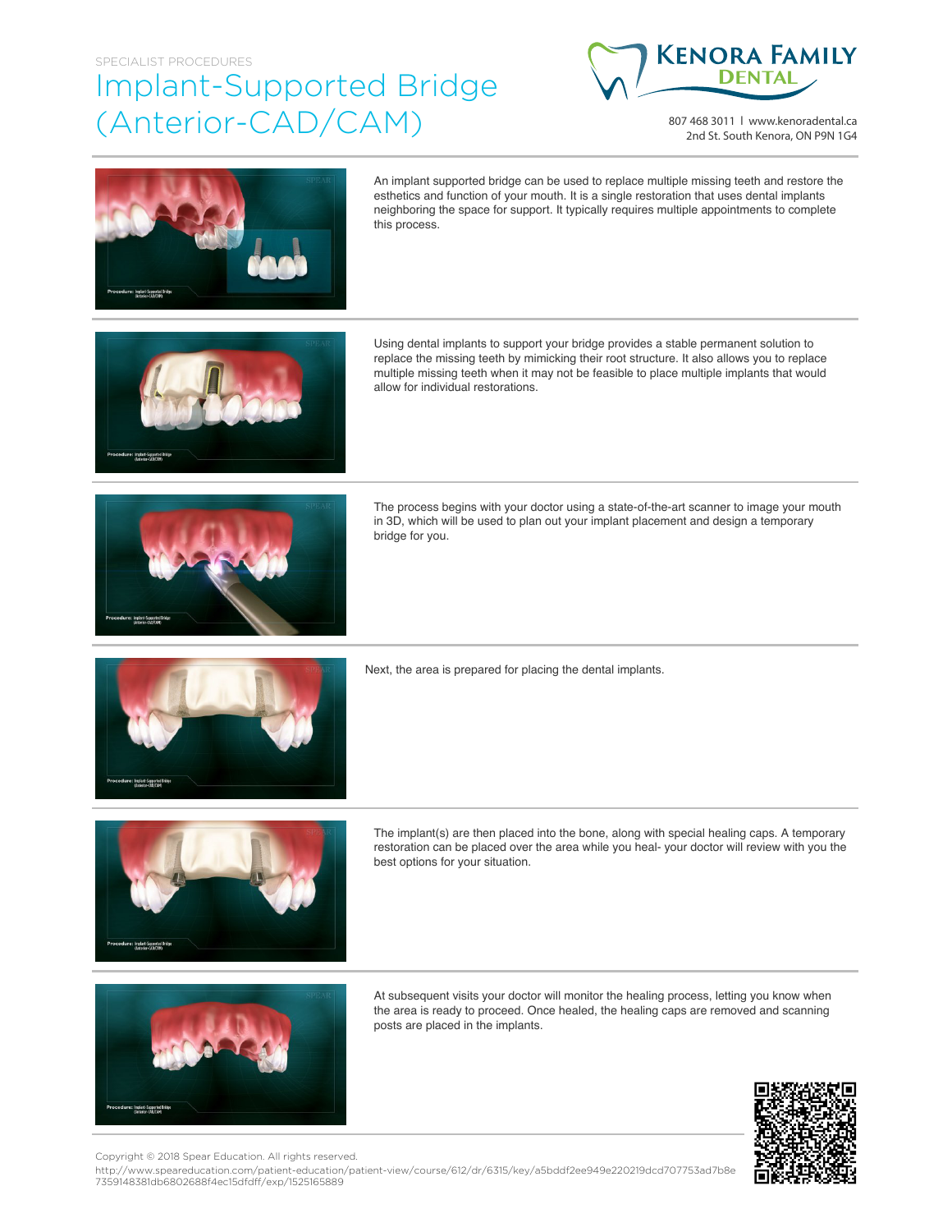SPECIALIST PROCEDURES

# Implant-Supported Bridge (Anterior-CAD/CAM)

**KENORA FAMILY DENTAL**

807 468 3011 | www.kenoradental.ca
2nd St. South Kenora, ON P9N 1G4

An implant supported bridge can be used to replace multiple missing teeth and restore the esthetics and function of your mouth. It is a single restoration that uses dental implants neighboring the space for support. It typically requires multiple appointments to complete this process.

Using dental implants to support your bridge provides a stable permanent solution to replace the missing teeth by mimicking their root structure. It also allows you to replace multiple missing teeth when it may not be feasible to place multiple implants that would allow for individual restorations.

The process begins with your doctor using a state-of-the-art scanner to image your mouth in 3D, which will be used to plan out your implant placement and design a temporary bridge for you.

Next, the area is prepared for placing the dental implants.

The implant(s) are then placed into the bone, along with special healing caps. A temporary restoration can be placed over the area while you heal- your doctor will review with you the best options for your situation.

At subsequent visits your doctor will monitor the healing process, letting you know when the area is ready to proceed. Once healed, the healing caps are removed and scanning posts are placed in the implants.

Copyright © 2018 Spear Education. All rights reserved.
http://www.speareducation.com/patient-education/patient-view/course/612/dr/6315/key/a5bddf2ee949e220219dcd707753ad7b8e7359148381db6802688f4ec15dfdff/exp/1525165889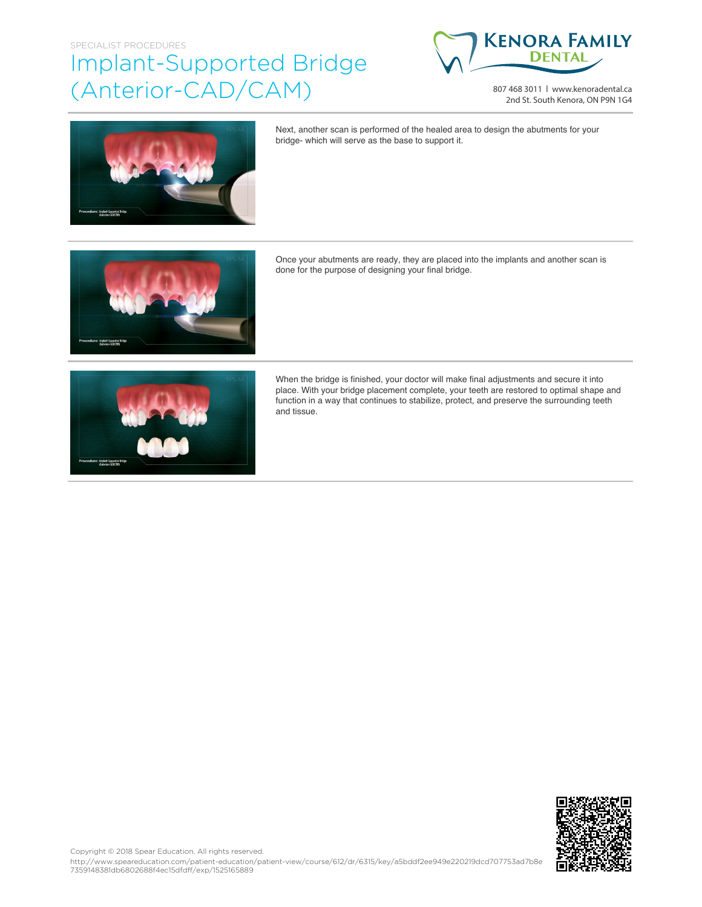SPECIALIST PROCEDURES

# Implant-Supported Bridge (Anterior-CAD/CAM)

807 468 3011 | www.kenoradental.ca
2nd St. South Kenora, ON P9N 1G4

Next, another scan is performed of the healed area to design the abutments for your bridge- which will serve as the base to support it.

Once your abutments are ready, they are placed into the implants and another scan is done for the purpose of designing your final bridge.

When the bridge is finished, your doctor will make final adjustments and secure it into place. With your bridge placement complete, your teeth are restored to optimal shape and function in a way that continues to stabilize, protect, and preserve the surrounding teeth and tissue.

Copyright © 2018 Spear Education. All rights reserved.
http://www.speareducation.com/patient-education/patient-view/course/612/dr/6315/key/a5bddf2ee949e220219dcd707753ad7b8e7359148381db6802688f4ec15dfdff/exp/1525165889